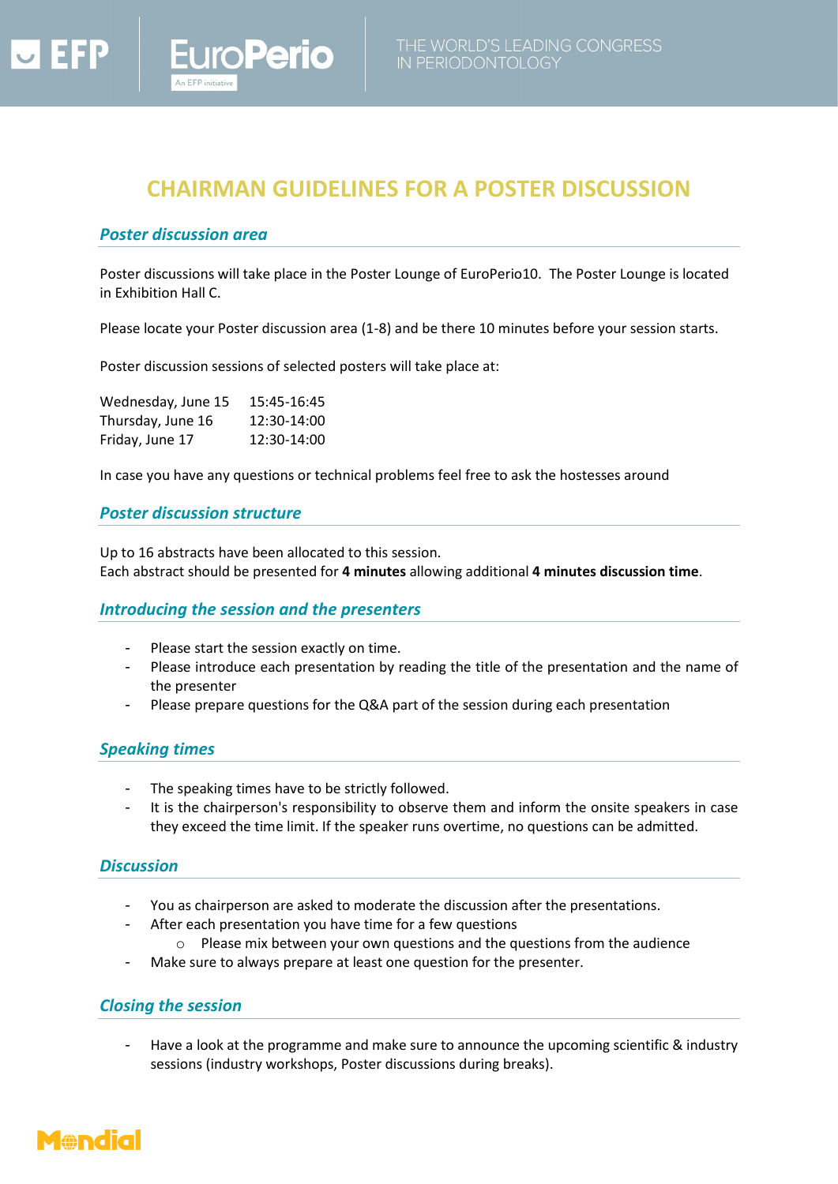# CHAIRMAN GUIDELINES FOR A POSTER DISCUSSION

## *Poster discussion area*

Poster discussions will take place in the Poster Lounge of EuroPerio10. The Poster Lounge is located in Exhibition Hall C.

Please locate your Poster discussion area (1-8) and be there 10 minutes before your session starts.

Poster discussion sessions of selected posters will take place at:

| | |
|---|---|
| Wednesday, June 15 | 15:45-16:45 |
| Thursday, June 16 | 12:30-14:00 |
| Friday, June 17 | 12:30-14:00 |

In case you have any questions or technical problems feel free to ask the hostesses around

## *Poster discussion structure*

Up to 16 abstracts have been allocated to this session.
Each abstract should be presented for **4 minutes** allowing additional **4 minutes discussion time**.

## *Introducing the session and the presenters*

- Please start the session exactly on time.
- Please introduce each presentation by reading the title of the presentation and the name of the presenter
- Please prepare questions for the Q&A part of the session during each presentation

## *Speaking times*

- The speaking times have to be strictly followed.
- It is the chairperson's responsibility to observe them and inform the onsite speakers in case they exceed the time limit. If the speaker runs overtime, no questions can be admitted.

## *Discussion*

- You as chairperson are asked to moderate the discussion after the presentations.
- After each presentation you have time for a few questions
  - Please mix between your own questions and the questions from the audience
- Make sure to always prepare at least one question for the presenter.

## *Closing the session*

- Have a look at the programme and make sure to announce the upcoming scientific & industry sessions (industry workshops, Poster discussions during breaks).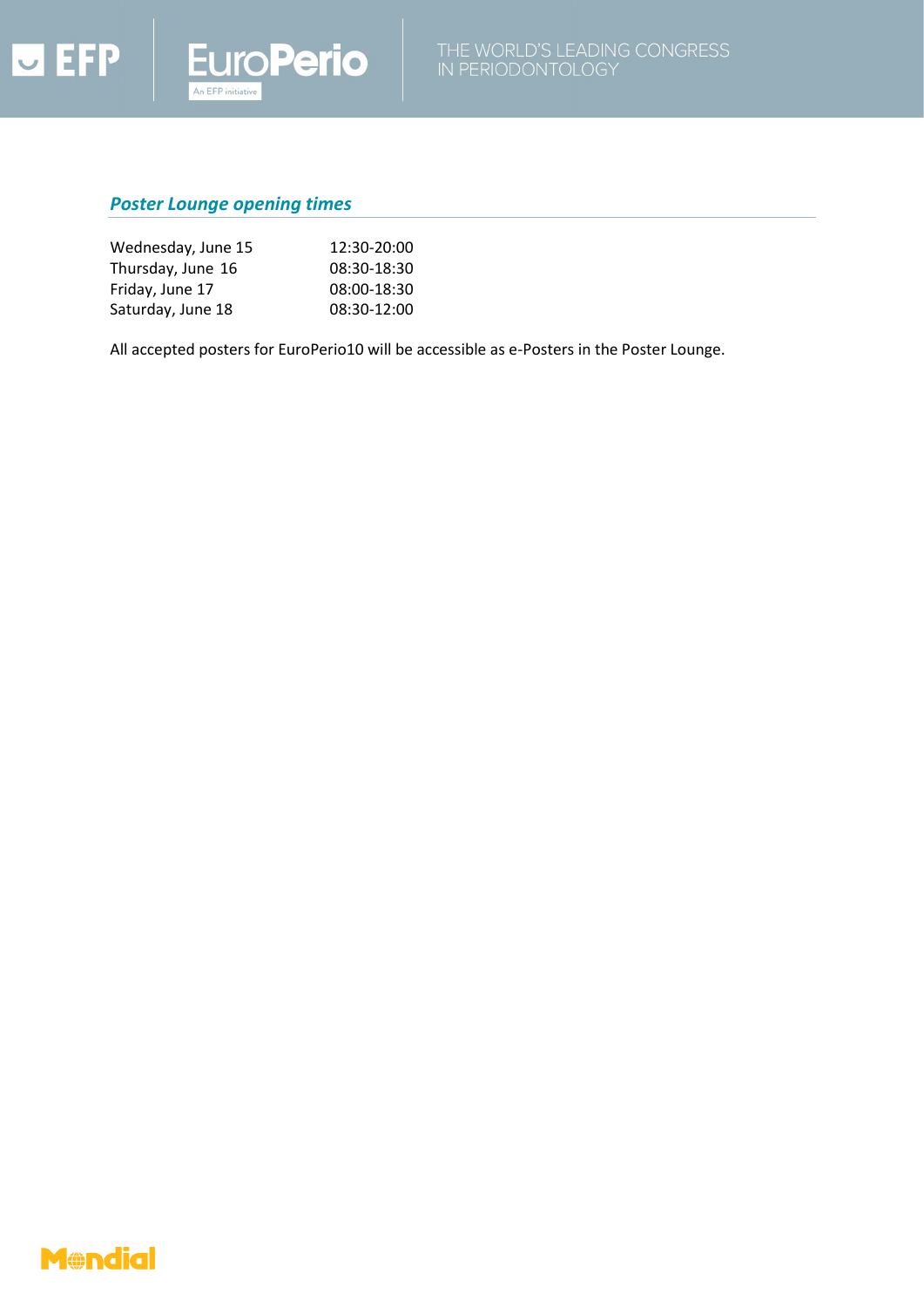## *Poster Lounge opening times*

| | |
|---|---|
| Wednesday, June 15 | 12:30-20:00 |
| Thursday, June 16 | 08:30-18:30 |
| Friday, June 17 | 08:00-18:30 |
| Saturday, June 18 | 08:30-12:00 |

All accepted posters for EuroPerio10 will be accessible as e-Posters in the Poster Lounge.